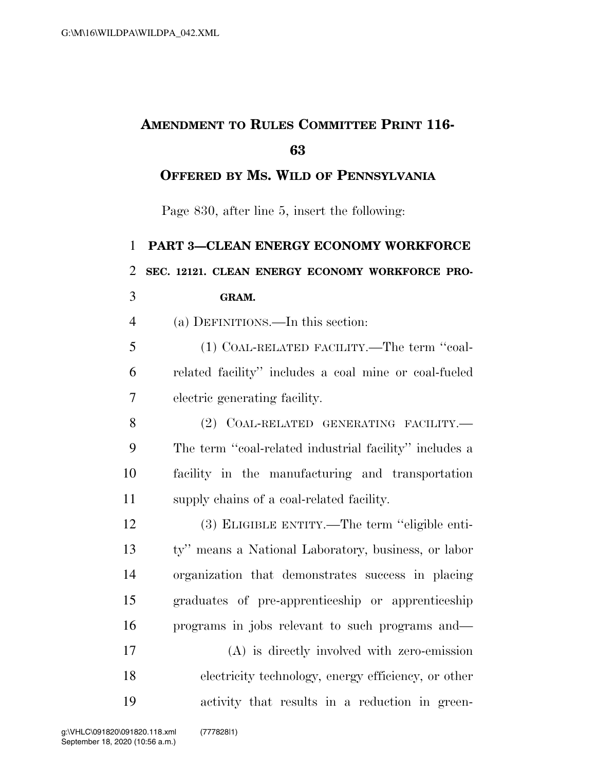# AMENDMENT TO RULES COMMITTEE PRINT 116-63

## OFFERED BY MS. WILD OF PENNSYLVANIA

Page 830, after line 5, insert the following:

**PART 3—CLEAN ENERGY ECONOMY WORKFORCE**

**SEC. 12121. CLEAN ENERGY ECONOMY WORKFORCE PROGRAM.**

(a) DEFINITIONS.—In this section:

(1) COAL-RELATED FACILITY.—The term ''coal-related facility'' includes a coal mine or coal-fueled electric generating facility.

(2) COAL-RELATED GENERATING FACILITY.—The term ''coal-related industrial facility'' includes a facility in the manufacturing and transportation supply chains of a coal-related facility.

(3) ELIGIBLE ENTITY.—The term ''eligible entity'' means a National Laboratory, business, or labor organization that demonstrates success in placing graduates of pre-apprenticeship or apprenticeship programs in jobs relevant to such programs and—

(A) is directly involved with zero-emission electricity technology, energy efficiency, or other activity that results in a reduction in green-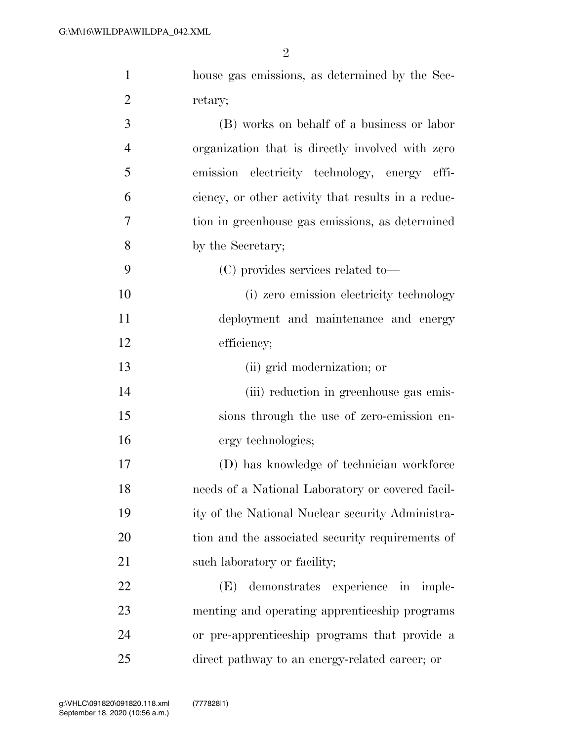house gas emissions, as determined by the Secretary;

(B) works on behalf of a business or labor organization that is directly involved with zero emission electricity technology, energy efficiency, or other activity that results in a reduction in greenhouse gas emissions, as determined by the Secretary;

(C) provides services related to—

(i) zero emission electricity technology deployment and maintenance and energy efficiency;

(ii) grid modernization; or

(iii) reduction in greenhouse gas emissions through the use of zero-emission energy technologies;

(D) has knowledge of technician workforce needs of a National Laboratory or covered facility of the National Nuclear security Administration and the associated security requirements of such laboratory or facility;

(E) demonstrates experience in implementing and operating apprenticeship programs or pre-apprenticeship programs that provide a direct pathway to an energy-related career; or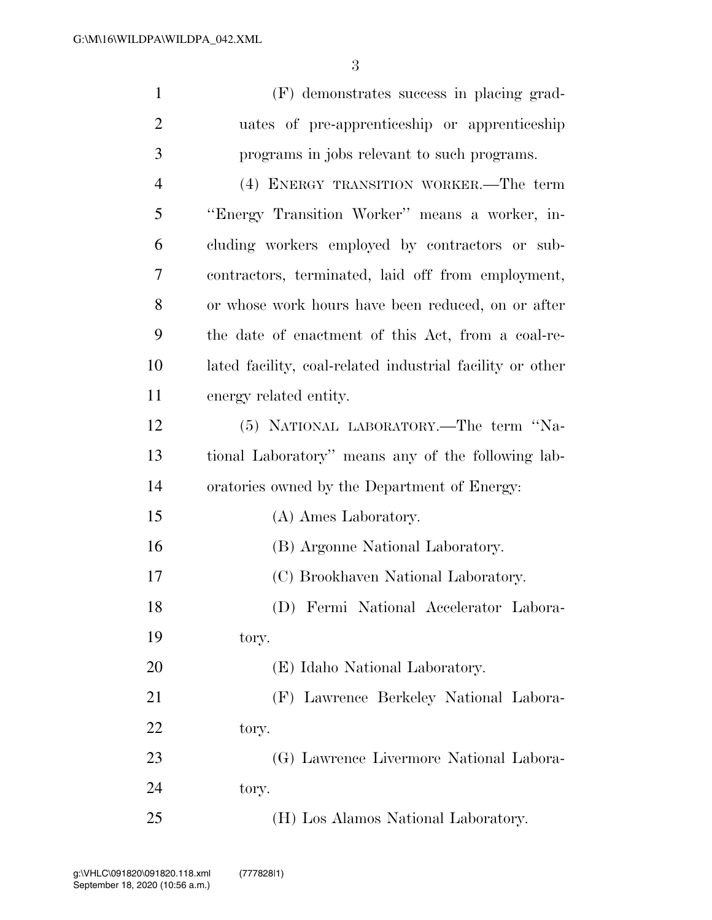(F) demonstrates success in placing graduates of pre-apprenticeship or apprenticeship programs in jobs relevant to such programs.

(4) ENERGY TRANSITION WORKER.—The term ''Energy Transition Worker'' means a worker, including workers employed by contractors or subcontractors, terminated, laid off from employment, or whose work hours have been reduced, on or after the date of enactment of this Act, from a coal-related facility, coal-related industrial facility or other energy related entity.

(5) NATIONAL LABORATORY.—The term ''National Laboratory'' means any of the following laboratories owned by the Department of Energy:

(A) Ames Laboratory.

(B) Argonne National Laboratory.

(C) Brookhaven National Laboratory.

(D) Fermi National Accelerator Laboratory.

(E) Idaho National Laboratory.

(F) Lawrence Berkeley National Laboratory.

(G) Lawrence Livermore National Laboratory.

(H) Los Alamos National Laboratory.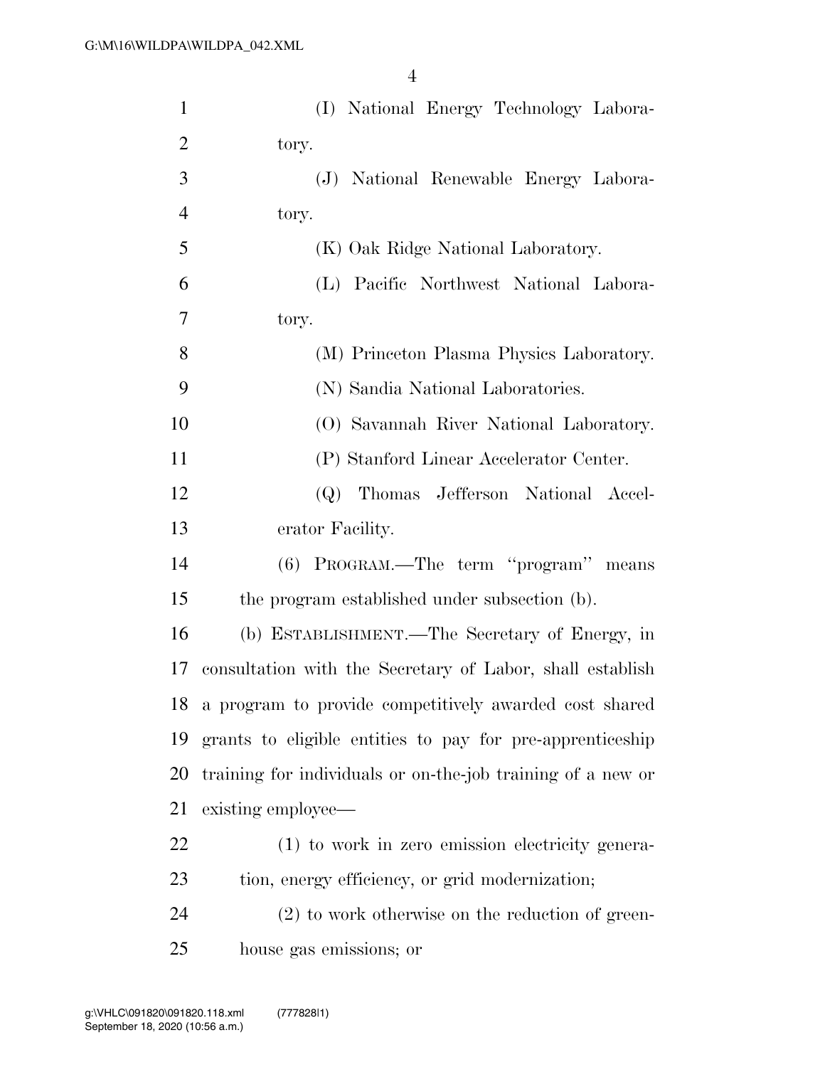(I) National Energy Technology Laboratory.

(J) National Renewable Energy Laboratory.

(K) Oak Ridge National Laboratory.

(L) Pacific Northwest National Laboratory.

(M) Princeton Plasma Physics Laboratory.

(N) Sandia National Laboratories.

(O) Savannah River National Laboratory.

(P) Stanford Linear Accelerator Center.

(Q) Thomas Jefferson National Accelerator Facility.

(6) PROGRAM.—The term "program" means the program established under subsection (b).

(b) ESTABLISHMENT.—The Secretary of Energy, in consultation with the Secretary of Labor, shall establish a program to provide competitively awarded cost shared grants to eligible entities to pay for pre-apprenticeship training for individuals or on-the-job training of a new or existing employee—

(1) to work in zero emission electricity generation, energy efficiency, or grid modernization;

(2) to work otherwise on the reduction of greenhouse gas emissions; or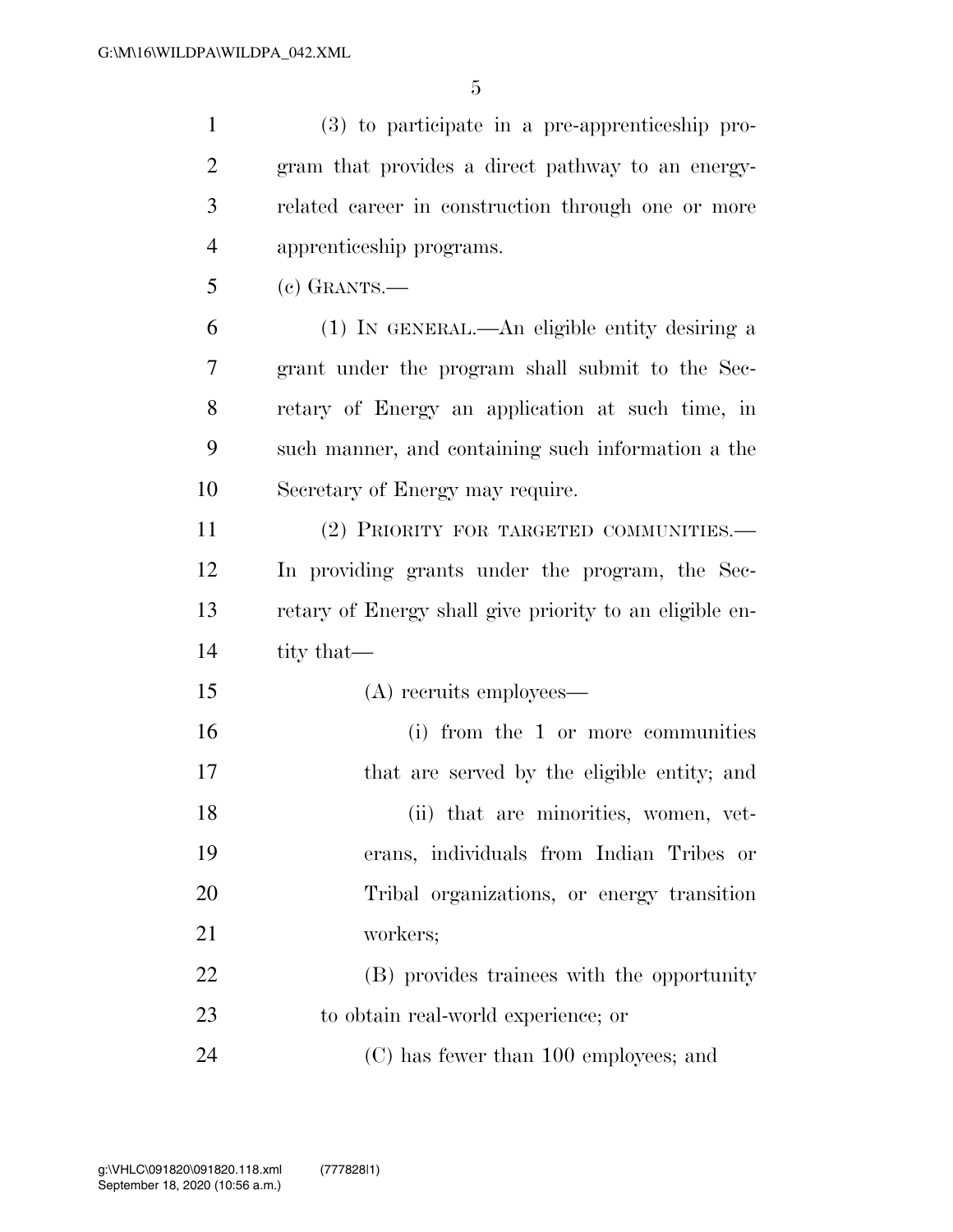(3) to participate in a pre-apprenticeship program that provides a direct pathway to an energy-related career in construction through one or more apprenticeship programs.

(c) GRANTS.—

(1) IN GENERAL.—An eligible entity desiring a grant under the program shall submit to the Secretary of Energy an application at such time, in such manner, and containing such information a the Secretary of Energy may require.

(2) PRIORITY FOR TARGETED COMMUNITIES.—In providing grants under the program, the Secretary of Energy shall give priority to an eligible entity that—

(A) recruits employees—

(i) from the 1 or more communities that are served by the eligible entity; and

(ii) that are minorities, women, veterans, individuals from Indian Tribes or Tribal organizations, or energy transition workers;

(B) provides trainees with the opportunity to obtain real-world experience; or

(C) has fewer than 100 employees; and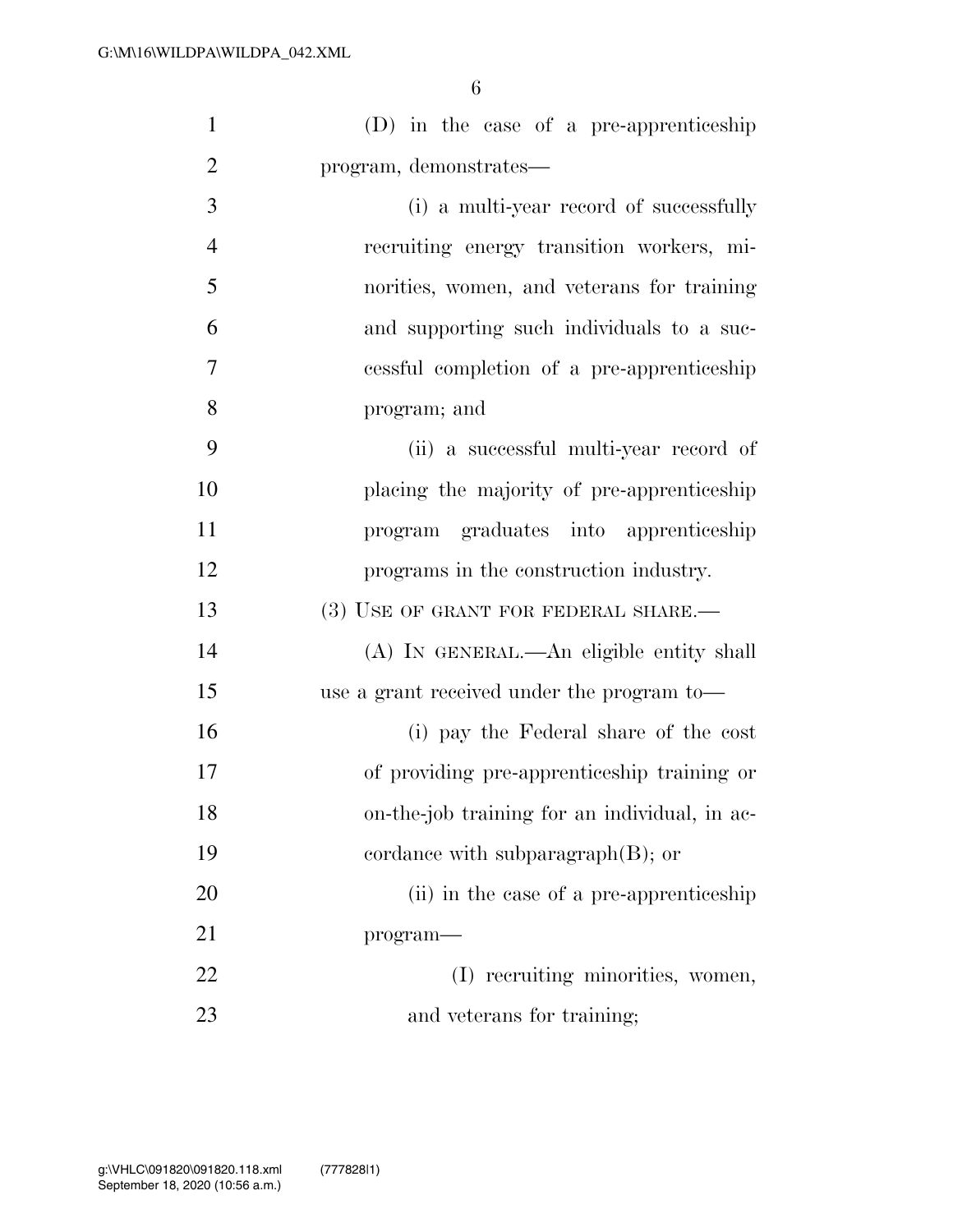(D) in the case of a pre-apprenticeship program, demonstrates—

(i) a multi-year record of successfully recruiting energy transition workers, minorities, women, and veterans for training and supporting such individuals to a successful completion of a pre-apprenticeship program; and

(ii) a successful multi-year record of placing the majority of pre-apprenticeship program graduates into apprenticeship programs in the construction industry.

(3) USE OF GRANT FOR FEDERAL SHARE.—

(A) IN GENERAL.—An eligible entity shall use a grant received under the program to—

(i) pay the Federal share of the cost of providing pre-apprenticeship training or on-the-job training for an individual, in accordance with subparagraph(B); or

(ii) in the case of a pre-apprenticeship program—

(I) recruiting minorities, women, and veterans for training;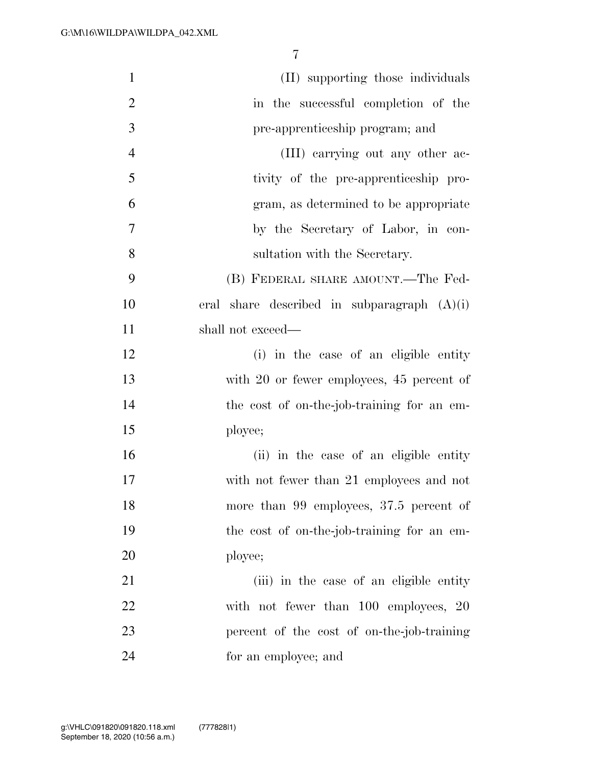(II) supporting those individuals in the successful completion of the pre-apprenticeship program; and

(III) carrying out any other activity of the pre-apprenticeship program, as determined to be appropriate by the Secretary of Labor, in consultation with the Secretary.

(B) FEDERAL SHARE AMOUNT.—The Federal share described in subparagraph (A)(i) shall not exceed—

(i) in the case of an eligible entity with 20 or fewer employees, 45 percent of the cost of on-the-job-training for an employee;

(ii) in the case of an eligible entity with not fewer than 21 employees and not more than 99 employees, 37.5 percent of the cost of on-the-job-training for an employee;

(iii) in the case of an eligible entity with not fewer than 100 employees, 20 percent of the cost of on-the-job-training for an employee; and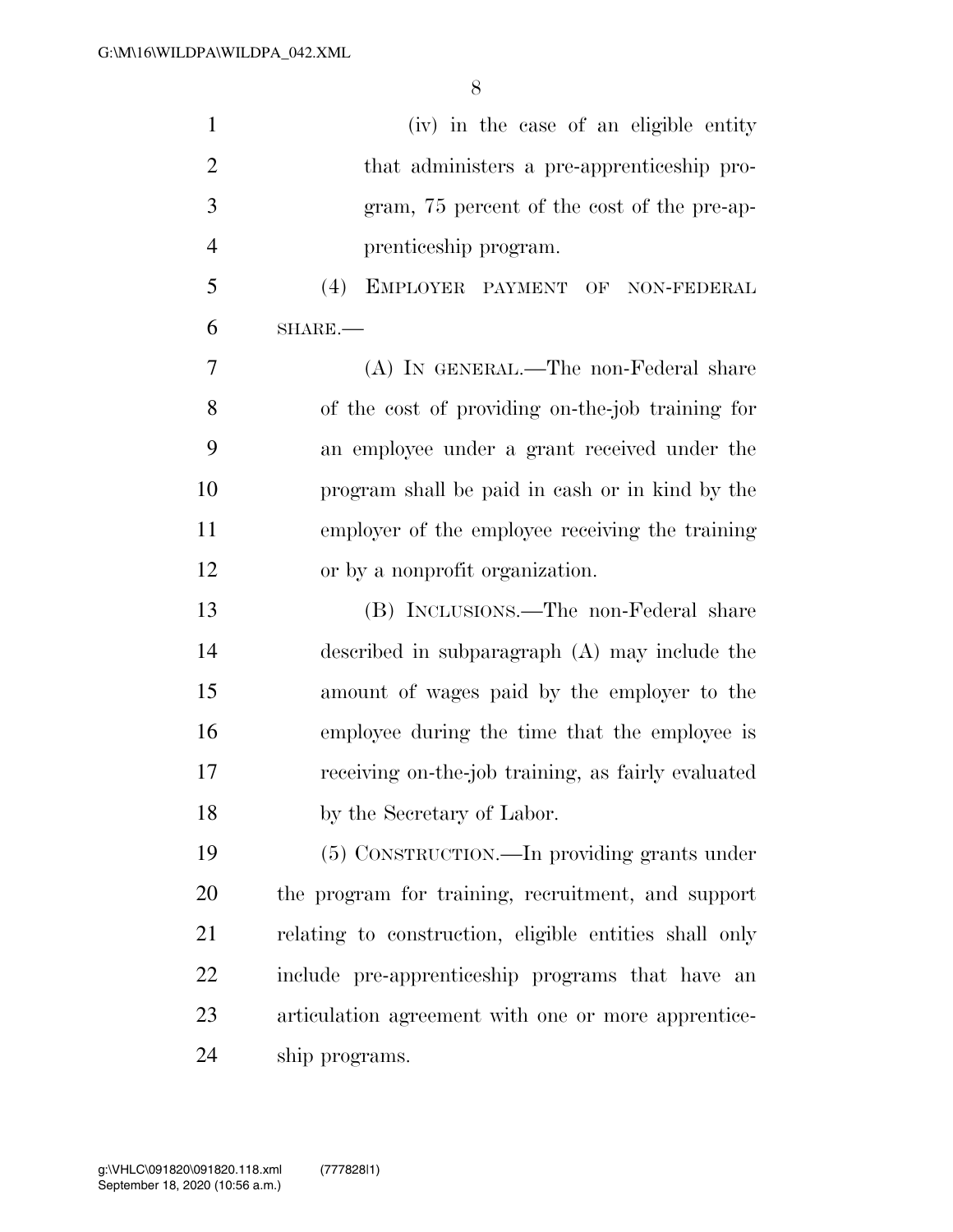(iv) in the case of an eligible entity that administers a pre-apprenticeship program, 75 percent of the cost of the pre-apprenticeship program.

(4) EMPLOYER PAYMENT OF NON-FEDERAL SHARE.—

(A) IN GENERAL.—The non-Federal share of the cost of providing on-the-job training for an employee under a grant received under the program shall be paid in cash or in kind by the employer of the employee receiving the training or by a nonprofit organization.

(B) INCLUSIONS.—The non-Federal share described in subparagraph (A) may include the amount of wages paid by the employer to the employee during the time that the employee is receiving on-the-job training, as fairly evaluated by the Secretary of Labor.

(5) CONSTRUCTION.—In providing grants under the program for training, recruitment, and support relating to construction, eligible entities shall only include pre-apprenticeship programs that have an articulation agreement with one or more apprenticeship programs.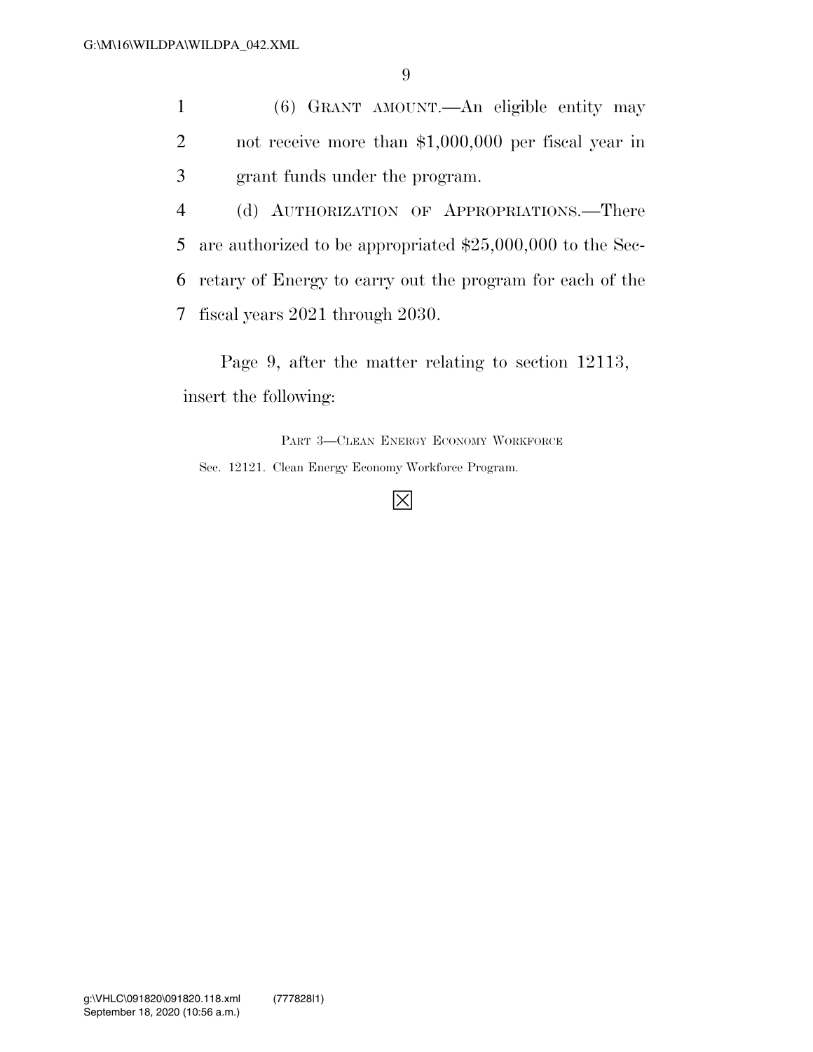(6) GRANT AMOUNT.—An eligible entity may not receive more than $1,000,000 per fiscal year in grant funds under the program.

(d) AUTHORIZATION OF APPROPRIATIONS.—There are authorized to be appropriated $25,000,000 to the Secretary of Energy to carry out the program for each of the fiscal years 2021 through 2030.

Page 9, after the matter relating to section 12113, insert the following:

PART 3—CLEAN ENERGY ECONOMY WORKFORCE

Sec. 12121. Clean Energy Economy Workforce Program.

☒